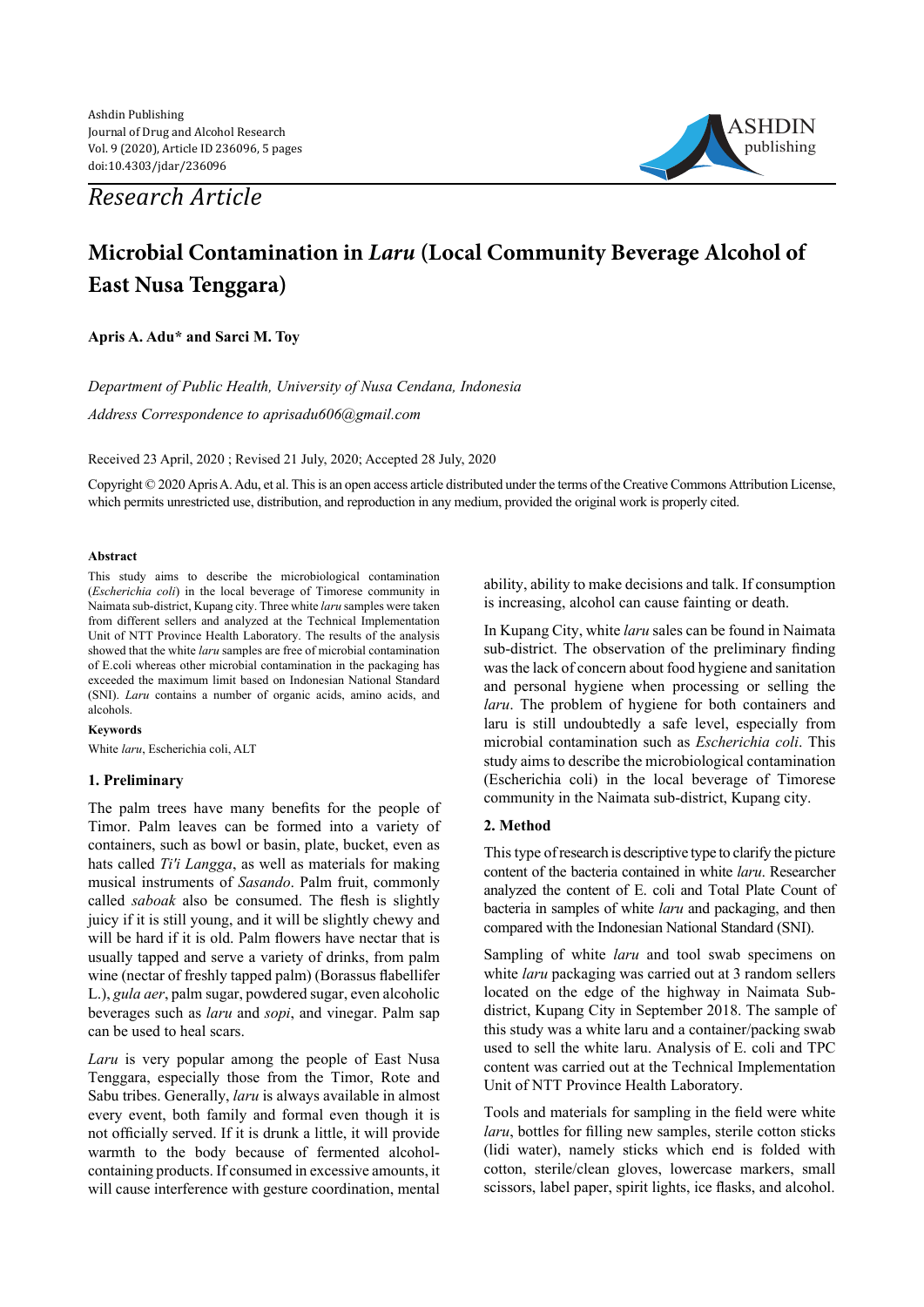Ashdin Publishing
Journal of Drug and Alcohol Research
Vol. 9 (2020), Article ID 236096, 5 pages
doi:10.4303/jdar/236096

*Research Article*

# Microbial Contamination in *Laru* (Local Community Beverage Alcohol of East Nusa Tenggara)

**Apris A. Adu\* and Sarci M. Toy**

*Department of Public Health, University of Nusa Cendana, Indonesia*

*Address Correspondence to aprisadu606@gmail.com*

Received 23 April, 2020 ; Revised 21 July, 2020; Accepted 28 July, 2020

Copyright © 2020 Apris A. Adu, et al. This is an open access article distributed under the terms of the Creative Commons Attribution License, which permits unrestricted use, distribution, and reproduction in any medium, provided the original work is properly cited.

**Abstract**

This study aims to describe the microbiological contamination (*Escherichia coli*) in the local beverage of Timorese community in Naimata sub-district, Kupang city. Three white *laru* samples were taken from different sellers and analyzed at the Technical Implementation Unit of NTT Province Health Laboratory. The results of the analysis showed that the white *laru* samples are free of microbial contamination of E.coli whereas other microbial contamination in the packaging has exceeded the maximum limit based on Indonesian National Standard (SNI). *Laru* contains a number of organic acids, amino acids, and alcohols.

**Keywords**

White *laru*, Escherichia coli, ALT

## 1. Preliminary

The palm trees have many benefits for the people of Timor. Palm leaves can be formed into a variety of containers, such as bowl or basin, plate, bucket, even as hats called *Ti'i Langga*, as well as materials for making musical instruments of *Sasando*. Palm fruit, commonly called *saboak* also be consumed. The flesh is slightly juicy if it is still young, and it will be slightly chewy and will be hard if it is old. Palm flowers have nectar that is usually tapped and serve a variety of drinks, from palm wine (nectar of freshly tapped palm) (Borassus flabellifer L.), *gula aer*, palm sugar, powdered sugar, even alcoholic beverages such as *laru* and *sopi*, and vinegar. Palm sap can be used to heal scars.

*Laru* is very popular among the people of East Nusa Tenggara, especially those from the Timor, Rote and Sabu tribes. Generally, *laru* is always available in almost every event, both family and formal even though it is not officially served. If it is drunk a little, it will provide warmth to the body because of fermented alcohol-containing products. If consumed in excessive amounts, it will cause interference with gesture coordination, mental ability, ability to make decisions and talk. If consumption is increasing, alcohol can cause fainting or death.

In Kupang City, white *laru* sales can be found in Naimata sub-district. The observation of the preliminary finding was the lack of concern about food hygiene and sanitation and personal hygiene when processing or selling the *laru*. The problem of hygiene for both containers and laru is still undoubtedly a safe level, especially from microbial contamination such as *Escherichia coli*. This study aims to describe the microbiological contamination (Escherichia coli) in the local beverage of Timorese community in the Naimata sub-district, Kupang city.

## 2. Method

This type of research is descriptive type to clarify the picture content of the bacteria contained in white *laru*. Researcher analyzed the content of E. coli and Total Plate Count of bacteria in samples of white *laru* and packaging, and then compared with the Indonesian National Standard (SNI).

Sampling of white *laru* and tool swab specimens on white *laru* packaging was carried out at 3 random sellers located on the edge of the highway in Naimata Sub-district, Kupang City in September 2018. The sample of this study was a white laru and a container/packing swab used to sell the white laru. Analysis of E. coli and TPC content was carried out at the Technical Implementation Unit of NTT Province Health Laboratory.

Tools and materials for sampling in the field were white *laru*, bottles for filling new samples, sterile cotton sticks (lidi water), namely sticks which end is folded with cotton, sterile/clean gloves, lowercase markers, small scissors, label paper, spirit lights, ice flasks, and alcohol.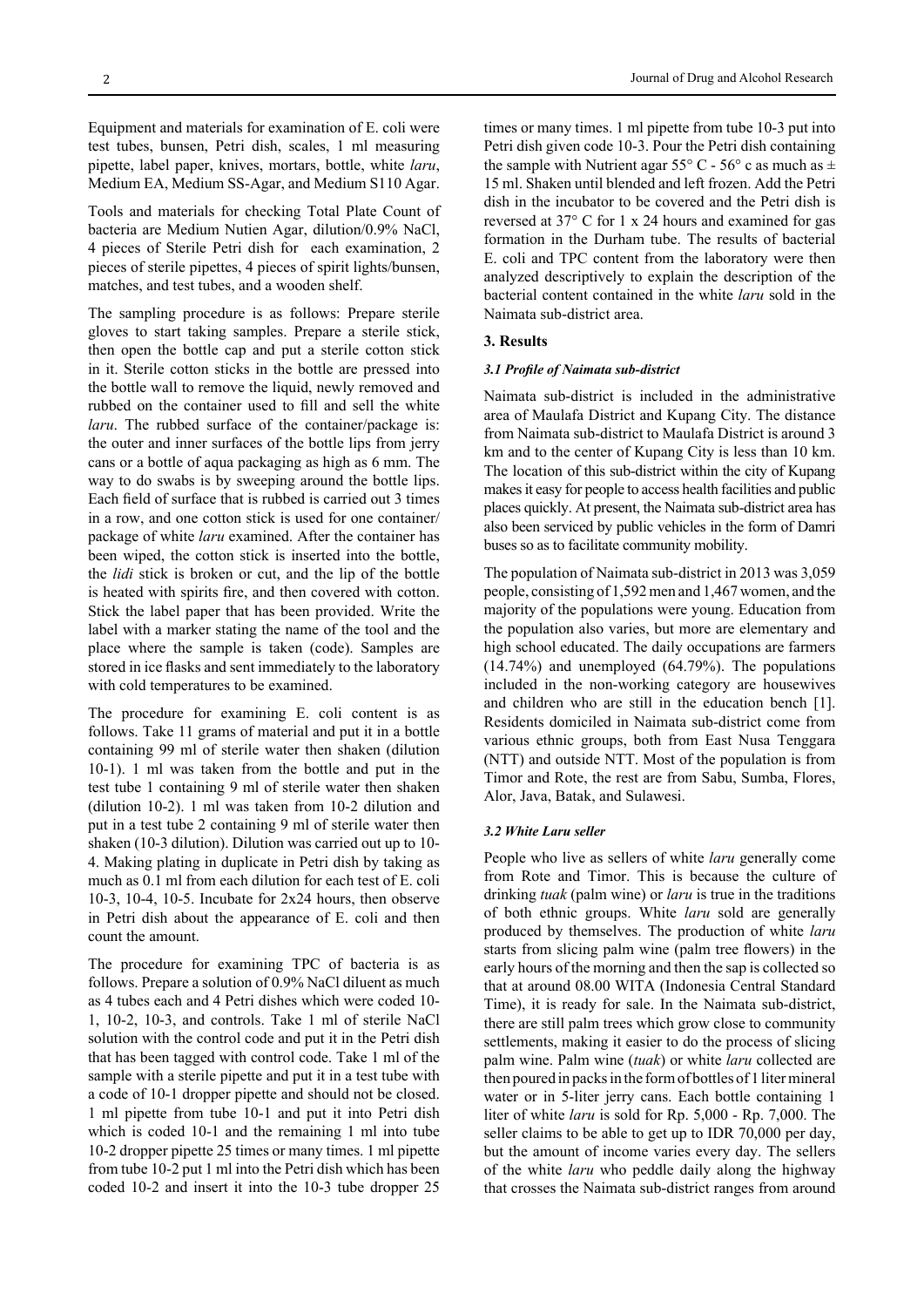Equipment and materials for examination of E. coli were test tubes, bunsen, Petri dish, scales, 1 ml measuring pipette, label paper, knives, mortars, bottle, white *laru*, Medium EA, Medium SS-Agar, and Medium S110 Agar.

Tools and materials for checking Total Plate Count of bacteria are Medium Nutien Agar, dilution/0.9% NaCl, 4 pieces of Sterile Petri dish for each examination, 2 pieces of sterile pipettes, 4 pieces of spirit lights/bunsen, matches, and test tubes, and a wooden shelf.

The sampling procedure is as follows: Prepare sterile gloves to start taking samples. Prepare a sterile stick, then open the bottle cap and put a sterile cotton stick in it. Sterile cotton sticks in the bottle are pressed into the bottle wall to remove the liquid, newly removed and rubbed on the container used to fill and sell the white *laru*. The rubbed surface of the container/package is: the outer and inner surfaces of the bottle lips from jerry cans or a bottle of aqua packaging as high as 6 mm. The way to do swabs is by sweeping around the bottle lips. Each field of surface that is rubbed is carried out 3 times in a row, and one cotton stick is used for one container/package of white *laru* examined. After the container has been wiped, the cotton stick is inserted into the bottle, the *lidi* stick is broken or cut, and the lip of the bottle is heated with spirits fire, and then covered with cotton. Stick the label paper that has been provided. Write the label with a marker stating the name of the tool and the place where the sample is taken (code). Samples are stored in ice flasks and sent immediately to the laboratory with cold temperatures to be examined.

The procedure for examining E. coli content is as follows. Take 11 grams of material and put it in a bottle containing 99 ml of sterile water then shaken (dilution 10-1). 1 ml was taken from the bottle and put in the test tube 1 containing 9 ml of sterile water then shaken (dilution 10-2). 1 ml was taken from 10-2 dilution and put in a test tube 2 containing 9 ml of sterile water then shaken (10-3 dilution). Dilution was carried out up to 10-4. Making plating in duplicate in Petri dish by taking as much as 0.1 ml from each dilution for each test of E. coli 10-3, 10-4, 10-5. Incubate for 2x24 hours, then observe in Petri dish about the appearance of E. coli and then count the amount.

The procedure for examining TPC of bacteria is as follows. Prepare a solution of 0.9% NaCl diluent as much as 4 tubes each and 4 Petri dishes which were coded 10-1, 10-2, 10-3, and controls. Take 1 ml of sterile NaCl solution with the control code and put it in the Petri dish that has been tagged with control code. Take 1 ml of the sample with a sterile pipette and put it in a test tube with a code of 10-1 dropper pipette and should not be closed. 1 ml pipette from tube 10-1 and put it into Petri dish which is coded 10-1 and the remaining 1 ml into tube 10-2 dropper pipette 25 times or many times. 1 ml pipette from tube 10-2 put 1 ml into the Petri dish which has been coded 10-2 and insert it into the 10-3 tube dropper 25 times or many times. 1 ml pipette from tube 10-3 put into Petri dish given code 10-3. Pour the Petri dish containing the sample with Nutrient agar 55° C - 56° c as much as ± 15 ml. Shaken until blended and left frozen. Add the Petri dish in the incubator to be covered and the Petri dish is reversed at 37° C for 1 x 24 hours and examined for gas formation in the Durham tube. The results of bacterial E. coli and TPC content from the laboratory were then analyzed descriptively to explain the description of the bacterial content contained in the white *laru* sold in the Naimata sub-district area.

## 3. Results

### *3.1 Profile of Naimata sub-district*

Naimata sub-district is included in the administrative area of Maulafa District and Kupang City. The distance from Naimata sub-district to Maulafa District is around 3 km and to the center of Kupang City is less than 10 km. The location of this sub-district within the city of Kupang makes it easy for people to access health facilities and public places quickly. At present, the Naimata sub-district area has also been serviced by public vehicles in the form of Damri buses so as to facilitate community mobility.

The population of Naimata sub-district in 2013 was 3,059 people, consisting of 1,592 men and 1,467 women, and the majority of the populations were young. Education from the population also varies, but more are elementary and high school educated. The daily occupations are farmers (14.74%) and unemployed (64.79%). The populations included in the non-working category are housewives and children who are still in the education bench [1]. Residents domiciled in Naimata sub-district come from various ethnic groups, both from East Nusa Tenggara (NTT) and outside NTT. Most of the population is from Timor and Rote, the rest are from Sabu, Sumba, Flores, Alor, Java, Batak, and Sulawesi.

### *3.2 White Laru seller*

People who live as sellers of white *laru* generally come from Rote and Timor. This is because the culture of drinking *tuak* (palm wine) or *laru* is true in the traditions of both ethnic groups. White *laru* sold are generally produced by themselves. The production of white *laru* starts from slicing palm wine (palm tree flowers) in the early hours of the morning and then the sap is collected so that at around 08.00 WITA (Indonesia Central Standard Time), it is ready for sale. In the Naimata sub-district, there are still palm trees which grow close to community settlements, making it easier to do the process of slicing palm wine. Palm wine (*tuak*) or white *laru* collected are then poured in packs in the form of bottles of 1 liter mineral water or in 5-liter jerry cans. Each bottle containing 1 liter of white *laru* is sold for Rp. 5,000 - Rp. 7,000. The seller claims to be able to get up to IDR 70,000 per day, but the amount of income varies every day. The sellers of the white *laru* who peddle daily along the highway that crosses the Naimata sub-district ranges from around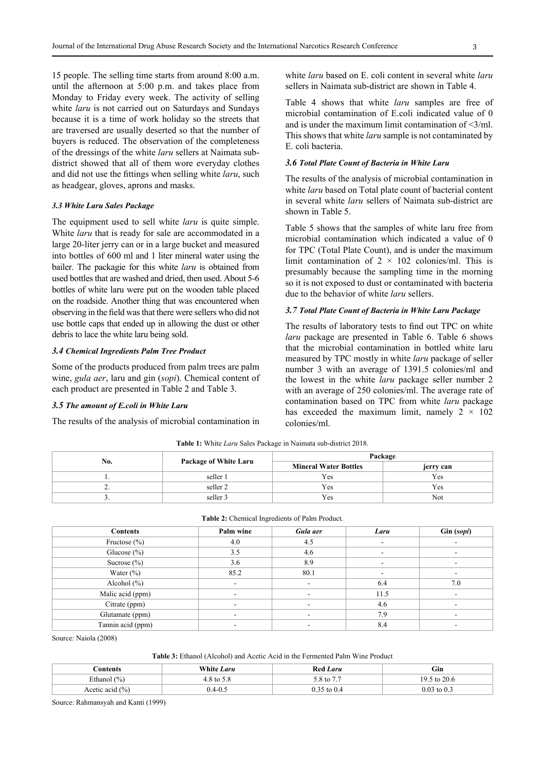15 people. The selling time starts from around 8:00 a.m. until the afternoon at 5:00 p.m. and takes place from Monday to Friday every week. The activity of selling white *laru* is not carried out on Saturdays and Sundays because it is a time of work holiday so the streets that are traversed are usually deserted so that the number of buyers is reduced. The observation of the completeness of the dressings of the white *laru* sellers at Naimata sub-district showed that all of them wore everyday clothes and did not use the fittings when selling white *laru*, such as headgear, gloves, aprons and masks.

### 3.3 White Laru Sales Package

The equipment used to sell white *laru* is quite simple. White *laru* that is ready for sale are accommodated in a large 20-liter jerry can or in a large bucket and measured into bottles of 600 ml and 1 liter mineral water using the bailer. The packagie for this white *laru* is obtained from used bottles that are washed and dried, then used. About 5-6 bottles of white laru were put on the wooden table placed on the roadside. Another thing that was encountered when observing in the field was that there were sellers who did not use bottle caps that ended up in allowing the dust or other debris to lace the white laru being sold.

### 3.4 Chemical Ingredients Palm Tree Product

Some of the products produced from palm trees are palm wine, *gula aer*, laru and gin (*sopi*). Chemical content of each product are presented in Table 2 and Table 3.

### 3.5 The amount of E.coli in White Laru

The results of the analysis of microbial contamination in white *laru* based on E. coli content in several white *laru* sellers in Naimata sub-district are shown in Table 4.

Table 4 shows that white *laru* samples are free of microbial contamination of E.coli indicated value of 0 and is under the maximum limit contamination of <3/ml. This shows that white *laru* sample is not contaminated by E. coli bacteria.

### 3.6 Total Plate Count of Bacteria in White Laru

The results of the analysis of microbial contamination in white *laru* based on Total plate count of bacterial content in several white *laru* sellers of Naimata sub-district are shown in Table 5.

Table 5 shows that the samples of white laru free from microbial contamination which indicated a value of 0 for TPC (Total Plate Count), and is under the maximum limit contamination of 2 × 102 colonies/ml. This is presumably because the sampling time in the morning so it is not exposed to dust or contaminated with bacteria due to the behavior of white *laru* sellers.

### 3.7 Total Plate Count of Bacteria in White Laru Package

The results of laboratory tests to find out TPC on white *laru* package are presented in Table 6. Table 6 shows that the microbial contamination in bottled white laru measured by TPC mostly in white *laru* package of seller number 3 with an average of 1391.5 colonies/ml and the lowest in the white *laru* package seller number 2 with an average of 250 colonies/ml. The average rate of contamination based on TPC from white *laru* package has exceeded the maximum limit, namely 2 × 102 colonies/ml.

**Table 1:** White *Laru* Sales Package in Naimata sub-district 2018.

| No. | Package of White Laru | Package | |
|---|---|---|---|
| | | Mineral Water Bottles | jerry can |
| 1. | seller 1 | Yes | Yes |
| 2. | seller 2 | Yes | Yes |
| 3. | seller 3 | Yes | Not |

**Table 2:** Chemical Ingredients of Palm Product.

| Contents | Palm wine | *Gula aer* | *Laru* | Gin (*sopi*) |
|---|---|---|---|---|
| Fructose (%) | 4.0 | 4.5 | - | - |
| Glucose (%) | 3.5 | 4.6 | - | - |
| Sucrose (%) | 3.6 | 8.9 | - | - |
| Water (%) | 85.2 | 80.1 | - | - |
| Alcohol (%) | - | - | 6.4 | 7.0 |
| Malic acid (ppm) | - | - | 11.5 | - |
| Citrate (ppm) | - | - | 4.6 | - |
| Glutamate (ppm) | - | - | 7.9 | - |
| Tannin acid (ppm) | - | - | 8.4 | - |

Source: Naiola (2008)

**Table 3:** Ethanol (Alcohol) and Acetic Acid in the Fermented Palm Wine Product

| Contents | White *Laru* | Red *Laru* | Gin |
|---|---|---|---|
| Ethanol (%) | 4.8 to 5.8 | 5.8 to 7.7 | 19.5 to 20.6 |
| Acetic acid (%) | 0.4-0.5 | 0.35 to 0.4 | 0.03 to 0.3 |

Source: Rahmansyah and Kanti (1999)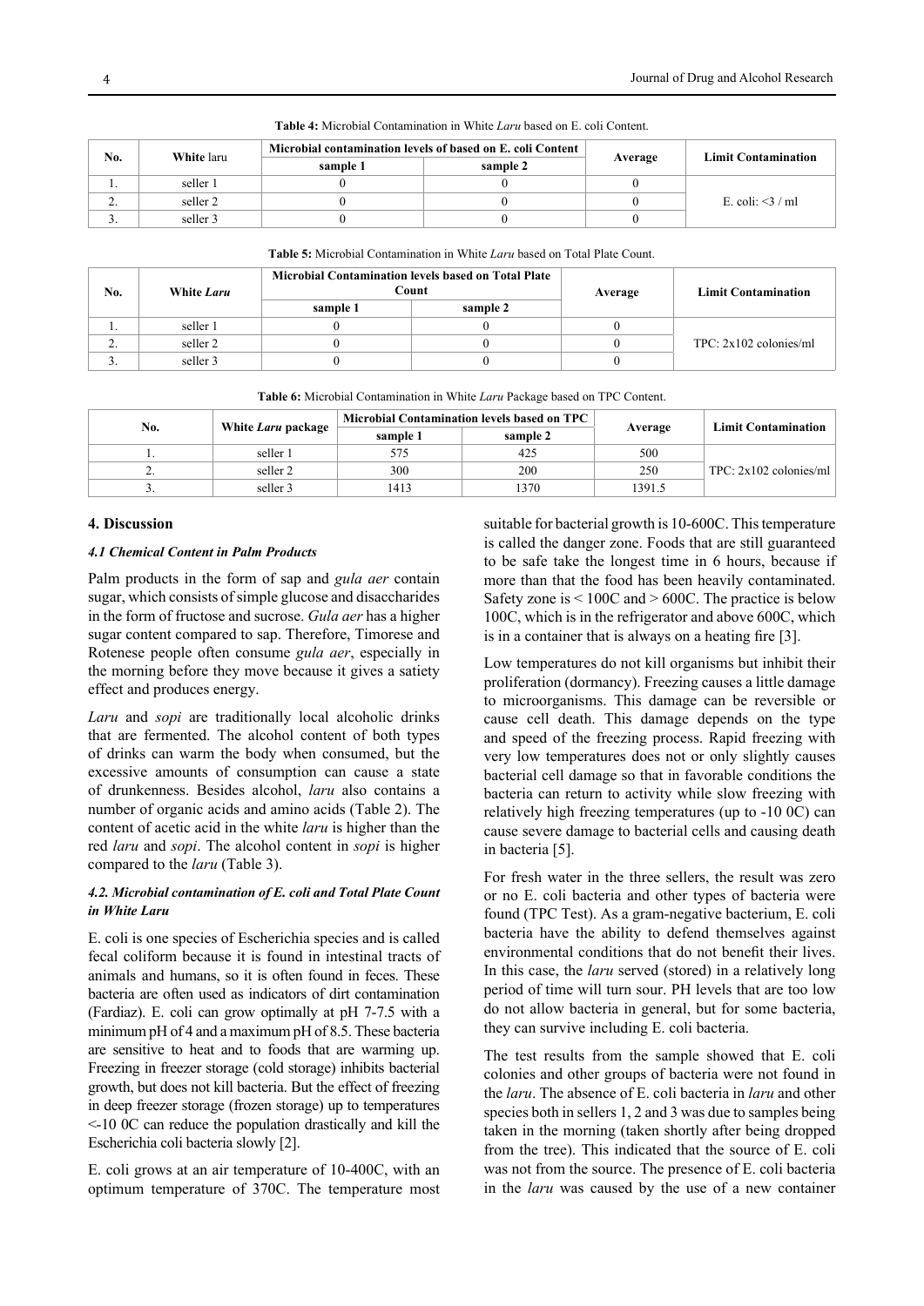**Table 4:** Microbial Contamination in White *Laru* based on E. coli Content.

| No. | **White** laru | Microbial contamination levels of based on E. coli Content | | Average | Limit Contamination |
|---|---|---|---|---|---|
| | | sample 1 | sample 2 | | |
| 1. | seller 1 | 0 | 0 | 0 | E. coli: <3 / ml |
| 2. | seller 2 | 0 | 0 | 0 | |
| 3. | seller 3 | 0 | 0 | 0 | |

**Table 5:** Microbial Contamination in White *Laru* based on Total Plate Count.

| No. | White *Laru* | Microbial Contamination levels based on Total Plate Count | | Average | Limit Contamination |
|---|---|---|---|---|---|
| | | sample 1 | sample 2 | | |
| 1. | seller 1 | 0 | 0 | 0 | TPC: 2x102 colonies/ml |
| 2. | seller 2 | 0 | 0 | 0 | |
| 3. | seller 3 | 0 | 0 | 0 | |

**Table 6:** Microbial Contamination in White *Laru* Package based on TPC Content.

| No. | White *Laru* package | Microbial Contamination levels based on TPC | | Average | Limit Contamination |
|---|---|---|---|---|---|
| | | sample 1 | sample 2 | | |
| 1. | seller 1 | 575 | 425 | 500 | TPC: 2x102 colonies/ml |
| 2. | seller 2 | 300 | 200 | 250 | |
| 3. | seller 3 | 1413 | 1370 | 1391.5 | |

## 4. Discussion

### *4.1 Chemical Content in Palm Products*

Palm products in the form of sap and *gula aer* contain sugar, which consists of simple glucose and disaccharides in the form of fructose and sucrose. *Gula aer* has a higher sugar content compared to sap. Therefore, Timorese and Rotenese people often consume *gula aer*, especially in the morning before they move because it gives a satiety effect and produces energy.

*Laru* and *sopi* are traditionally local alcoholic drinks that are fermented. The alcohol content of both types of drinks can warm the body when consumed, but the excessive amounts of consumption can cause a state of drunkenness. Besides alcohol, *laru* also contains a number of organic acids and amino acids (Table 2). The content of acetic acid in the white *laru* is higher than the red *laru* and *sopi*. The alcohol content in *sopi* is higher compared to the *laru* (Table 3).

### *4.2. Microbial contamination of E. coli and Total Plate Count in White Laru*

E. coli is one species of Escherichia species and is called fecal coliform because it is found in intestinal tracts of animals and humans, so it is often found in feces. These bacteria are often used as indicators of dirt contamination (Fardiaz). E. coli can grow optimally at pH 7-7.5 with a minimum pH of 4 and a maximum pH of 8.5. These bacteria are sensitive to heat and to foods that are warming up. Freezing in freezer storage (cold storage) inhibits bacterial growth, but does not kill bacteria. But the effect of freezing in deep freezer storage (frozen storage) up to temperatures <-10 0C can reduce the population drastically and kill the Escherichia coli bacteria slowly [2].

E. coli grows at an air temperature of 10-400C, with an optimum temperature of 370C. The temperature most suitable for bacterial growth is 10-600C. This temperature is called the danger zone. Foods that are still guaranteed to be safe take the longest time in 6 hours, because if more than that the food has been heavily contaminated. Safety zone is < 100C and > 600C. The practice is below 100C, which is in the refrigerator and above 600C, which is in a container that is always on a heating fire [3].

Low temperatures do not kill organisms but inhibit their proliferation (dormancy). Freezing causes a little damage to microorganisms. This damage can be reversible or cause cell death. This damage depends on the type and speed of the freezing process. Rapid freezing with very low temperatures does not or only slightly causes bacterial cell damage so that in favorable conditions the bacteria can return to activity while slow freezing with relatively high freezing temperatures (up to -10 0C) can cause severe damage to bacterial cells and causing death in bacteria [5].

For fresh water in the three sellers, the result was zero or no E. coli bacteria and other types of bacteria were found (TPC Test). As a gram-negative bacterium, E. coli bacteria have the ability to defend themselves against environmental conditions that do not benefit their lives. In this case, the *laru* served (stored) in a relatively long period of time will turn sour. PH levels that are too low do not allow bacteria in general, but for some bacteria, they can survive including E. coli bacteria.

The test results from the sample showed that E. coli colonies and other groups of bacteria were not found in the *laru*. The absence of E. coli bacteria in *laru* and other species both in sellers 1, 2 and 3 was due to samples being taken in the morning (taken shortly after being dropped from the tree). This indicated that the source of E. coli was not from the source. The presence of E. coli bacteria in the *laru* was caused by the use of a new container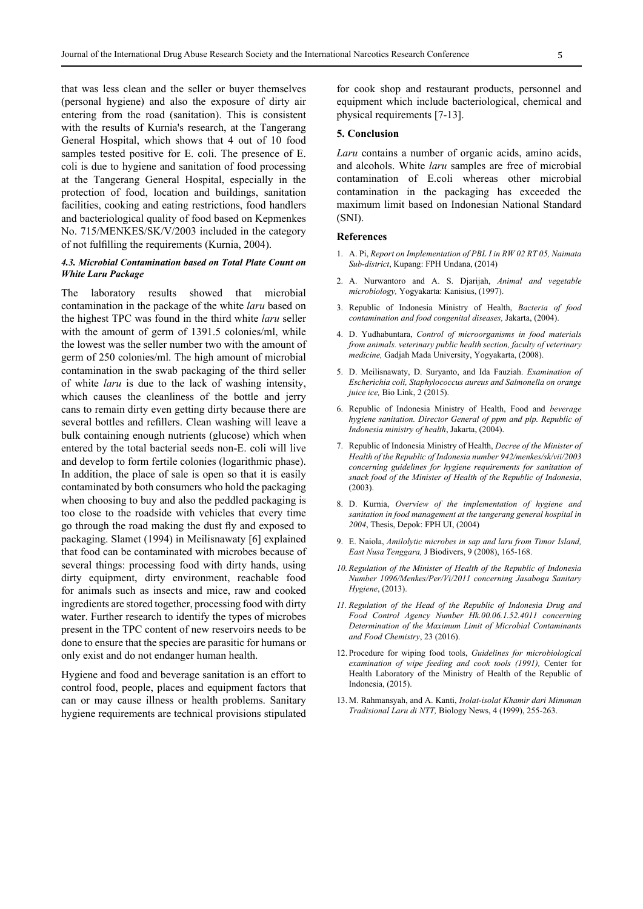that was less clean and the seller or buyer themselves (personal hygiene) and also the exposure of dirty air entering from the road (sanitation). This is consistent with the results of Kurnia's research, at the Tangerang General Hospital, which shows that 4 out of 10 food samples tested positive for E. coli. The presence of E. coli is due to hygiene and sanitation of food processing at the Tangerang General Hospital, especially in the protection of food, location and buildings, sanitation facilities, cooking and eating restrictions, food handlers and bacteriological quality of food based on Kepmenkes No. 715/MENKES/SK/V/2003 included in the category of not fulfilling the requirements (Kurnia, 2004).

#### *4.3. Microbial Contamination based on Total Plate Count on White Laru Package*

The laboratory results showed that microbial contamination in the package of the white *laru* based on the highest TPC was found in the third white *laru* seller with the amount of germ of 1391.5 colonies/ml, while the lowest was the seller number two with the amount of germ of 250 colonies/ml. The high amount of microbial contamination in the swab packaging of the third seller of white *laru* is due to the lack of washing intensity, which causes the cleanliness of the bottle and jerry cans to remain dirty even getting dirty because there are several bottles and refillers. Clean washing will leave a bulk containing enough nutrients (glucose) which when entered by the total bacterial seeds non-E. coli will live and develop to form fertile colonies (logarithmic phase). In addition, the place of sale is open so that it is easily contaminated by both consumers who hold the packaging when choosing to buy and also the peddled packaging is too close to the roadside with vehicles that every time go through the road making the dust fly and exposed to packaging. Slamet (1994) in Meilisnawaty [6] explained that food can be contaminated with microbes because of several things: processing food with dirty hands, using dirty equipment, dirty environment, reachable food for animals such as insects and mice, raw and cooked ingredients are stored together, processing food with dirty water. Further research to identify the types of microbes present in the TPC content of new reservoirs needs to be done to ensure that the species are parasitic for humans or only exist and do not endanger human health.

Hygiene and food and beverage sanitation is an effort to control food, people, places and equipment factors that can or may cause illness or health problems. Sanitary hygiene requirements are technical provisions stipulated for cook shop and restaurant products, personnel and equipment which include bacteriological, chemical and physical requirements [7-13].

### 5. Conclusion

*Laru* contains a number of organic acids, amino acids, and alcohols. White *laru* samples are free of microbial contamination of E.coli whereas other microbial contamination in the packaging has exceeded the maximum limit based on Indonesian National Standard (SNI).

### References

1. A. Pi, *Report on Implementation of PBL I in RW 02 RT 05, Naimata Sub-district*, Kupang: FPH Undana, (2014)
2. A. Nurwantoro and A. S. Djarijah, *Animal and vegetable microbiology,* Yogyakarta: Kanisius, (1997).
3. Republic of Indonesia Ministry of Health, *Bacteria of food contamination and food congenital diseases,* Jakarta, (2004).
4. D. Yudhabuntara, *Control of microorganisms in food materials from animals. veterinary public health section, faculty of veterinary medicine,* Gadjah Mada University, Yogyakarta, (2008).
5. D. Meilisnawaty, D. Suryanto, and Ida Fauziah. *Examination of Escherichia coli, Staphylococcus aureus and Salmonella on orange juice ice,* Bio Link, 2 (2015).
6. Republic of Indonesia Ministry of Health, Food and *beverage hygiene sanitation. Director General of ppm and plp. Republic of Indonesia ministry of health*, Jakarta, (2004).
7. Republic of Indonesia Ministry of Health, *Decree of the Minister of Health of the Republic of Indonesia number 942/menkes/sk/vii/2003 concerning guidelines for hygiene requirements for sanitation of snack food of the Minister of Health of the Republic of Indonesia*, (2003).
8. D. Kurnia, *Overview of the implementation of hygiene and sanitation in food management at the tangerang general hospital in 2004*, Thesis, Depok: FPH UI, (2004)
9. E. Naiola, *Amilolytic microbes in sap and laru from Timor Island, East Nusa Tenggara,* J Biodivers, 9 (2008), 165-168.
10. *Regulation of the Minister of Health of the Republic of Indonesia Number 1096/Menkes/Per/Vi/2011 concerning Jasaboga Sanitary Hygiene*, (2013).
11. *Regulation of the Head of the Republic of Indonesia Drug and Food Control Agency Number Hk.00.06.1.52.4011 concerning Determination of the Maximum Limit of Microbial Contaminants and Food Chemistry*, 23 (2016).
12. Procedure for wiping food tools, *Guidelines for microbiological examination of wipe feeding and cook tools (1991),* Center for Health Laboratory of the Ministry of Health of the Republic of Indonesia, (2015).
13. M. Rahmansyah, and A. Kanti, *Isolat-isolat Khamir dari Minuman Tradisional Laru di NTT,* Biology News, 4 (1999), 255-263.